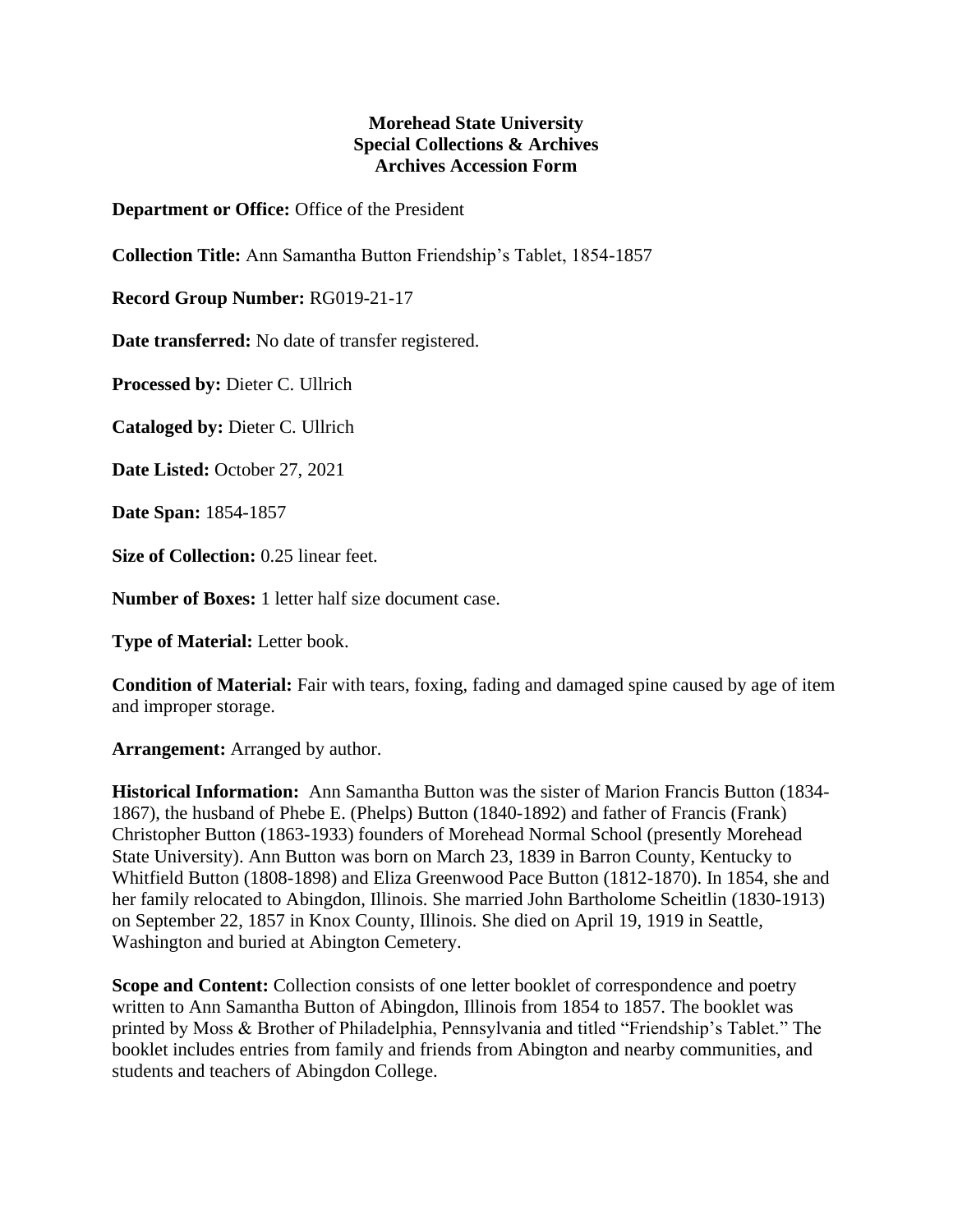**Morehead State University**
**Special Collections & Archives**
**Archives Accession Form**

**Department or Office:** Office of the President

**Collection Title:** Ann Samantha Button Friendship's Tablet, 1854-1857

**Record Group Number:** RG019-21-17

**Date transferred:** No date of transfer registered.

**Processed by:** Dieter C. Ullrich

**Cataloged by:** Dieter C. Ullrich

**Date Listed:** October 27, 2021

**Date Span:** 1854-1857

**Size of Collection:** 0.25 linear feet.

**Number of Boxes:** 1 letter half size document case.

**Type of Material:** Letter book.

**Condition of Material:** Fair with tears, foxing, fading and damaged spine caused by age of item and improper storage.

**Arrangement:** Arranged by author.

**Historical Information:** Ann Samantha Button was the sister of Marion Francis Button (1834-1867), the husband of Phebe E. (Phelps) Button (1840-1892) and father of Francis (Frank) Christopher Button (1863-1933) founders of Morehead Normal School (presently Morehead State University). Ann Button was born on March 23, 1839 in Barron County, Kentucky to Whitfield Button (1808-1898) and Eliza Greenwood Pace Button (1812-1870). In 1854, she and her family relocated to Abingdon, Illinois. She married John Bartholome Scheitlin (1830-1913) on September 22, 1857 in Knox County, Illinois. She died on April 19, 1919 in Seattle, Washington and buried at Abington Cemetery.

**Scope and Content:** Collection consists of one letter booklet of correspondence and poetry written to Ann Samantha Button of Abingdon, Illinois from 1854 to 1857. The booklet was printed by Moss & Brother of Philadelphia, Pennsylvania and titled "Friendship's Tablet." The booklet includes entries from family and friends from Abington and nearby communities, and students and teachers of Abingdon College.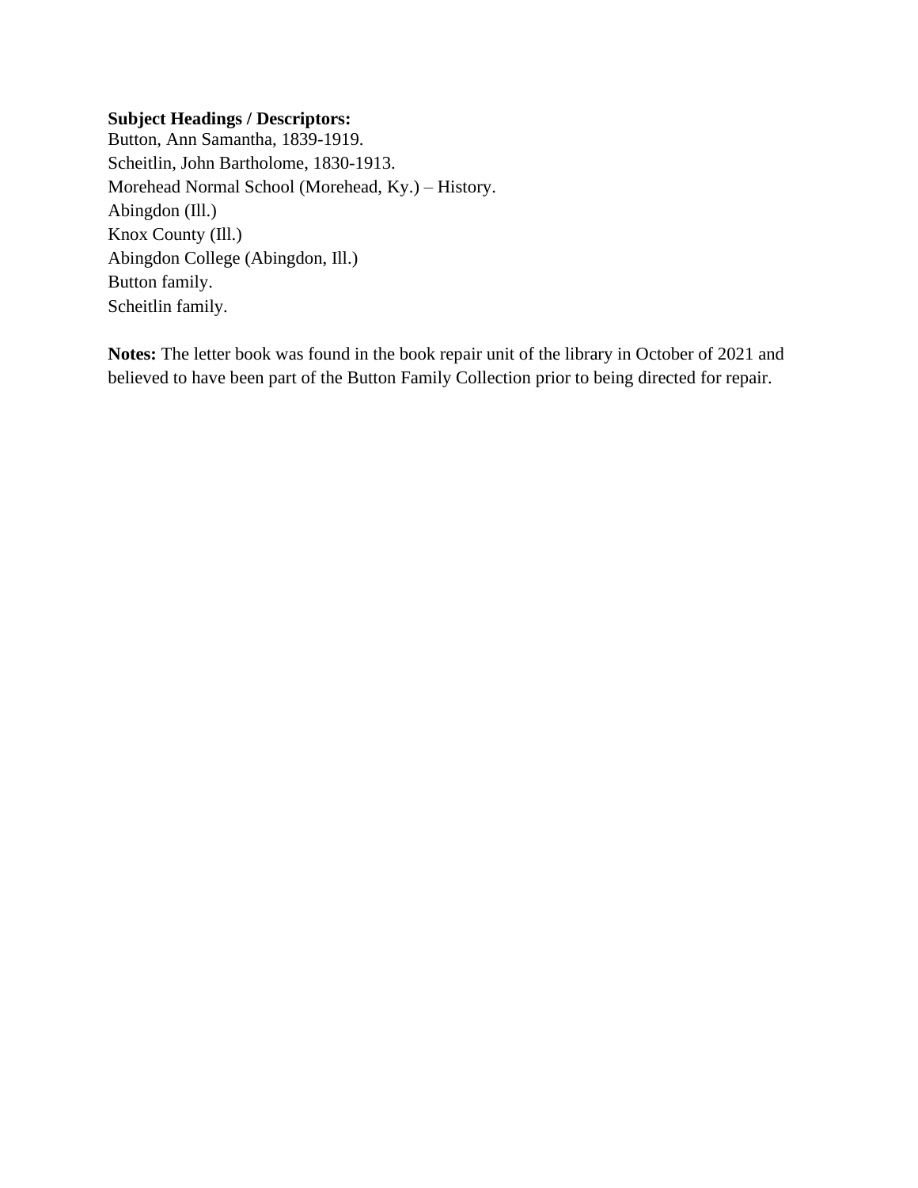**Subject Headings / Descriptors:**
Button, Ann Samantha, 1839-1919.
Scheitlin, John Bartholome, 1830-1913.
Morehead Normal School (Morehead, Ky.) – History.
Abingdon (Ill.)
Knox County (Ill.)
Abingdon College (Abingdon, Ill.)
Button family.
Scheitlin family.

**Notes:** The letter book was found in the book repair unit of the library in October of 2021 and believed to have been part of the Button Family Collection prior to being directed for repair.